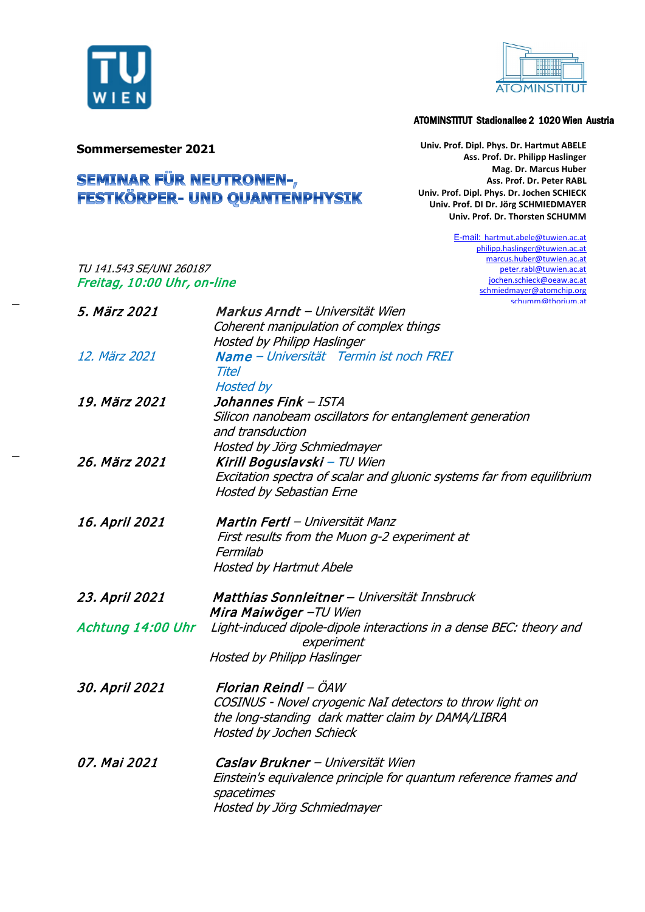ATOMINSTITUT Stadionallee 2 1020 Wien Austria

**Sommersemester 2021**

# SEMINAR FÜR NEUTRONEN-, FESTKÖRPER- UND QUANTENPHYSIK

**Univ. Prof. Dipl. Phys. Dr. Hartmut ABELE**
**Ass. Prof. Dr. Philipp Haslinger**
**Mag. Dr. Marcus Huber**
**Ass. Prof. Dr. Peter RABL**
**Univ. Prof. Dipl. Phys. Dr. Jochen SCHIECK**
**Univ. Prof. DI Dr. Jörg SCHMIEDMAYER**
**Univ. Prof. Dr. Thorsten SCHUMM**

E-mail: hartmut.abele@tuwien.ac.at
philipp.haslinger@tuwien.ac.at
marcus.huber@tuwien.ac.at
peter.rabl@tuwien.ac.at
jochen.schieck@oeaw.ac.at
schmiedmayer@atomchip.org
schumm@thorium.at

*TU 141.543 SE/UNI 260187*
***Freitag, 10:00 Uhr, on-line***

***5. März 2021*** — ***Markus Arndt*** *– Universität Wien*
*Coherent manipulation of complex things*
*Hosted by Philipp Haslinger*

*12. März 2021* — ***Name*** *– Universität Termin ist noch FREI*
*Titel*
*Hosted by*

***19. März 2021*** — ***Johannes Fink*** *– ISTA*
*Silicon nanobeam oscillators for entanglement generation and transduction*
*Hosted by Jörg Schmiedmayer*

***26. März 2021*** — ***Kirill Boguslavski*** *– TU Wien*
*Excitation spectra of scalar and gluonic systems far from equilibrium*
*Hosted by Sebastian Erne*

***16. April 2021*** — ***Martin Fertl*** *– Universität Manz*
*First results from the Muon g-2 experiment at Fermilab*
*Hosted by Hartmut Abele*

***23. April 2021*** — ***Matthias Sonnleitner*** *– Universität Innsbruck*
***Mira Maiwöger*** *–TU Wien*
***Achtung 14:00 Uhr***
*Light-induced dipole-dipole interactions in a dense BEC: theory and experiment*
*Hosted by Philipp Haslinger*

***30. April 2021*** — ***Florian Reindl*** *– ÖAW*
*COSINUS - Novel cryogenic NaI detectors to throw light on the long-standing dark matter claim by DAMA/LIBRA*
*Hosted by Jochen Schieck*

***07. Mai 2021*** — ***Caslav Brukner*** *– Universität Wien*
*Einstein's equivalence principle for quantum reference frames and spacetimes*
*Hosted by Jörg Schmiedmayer*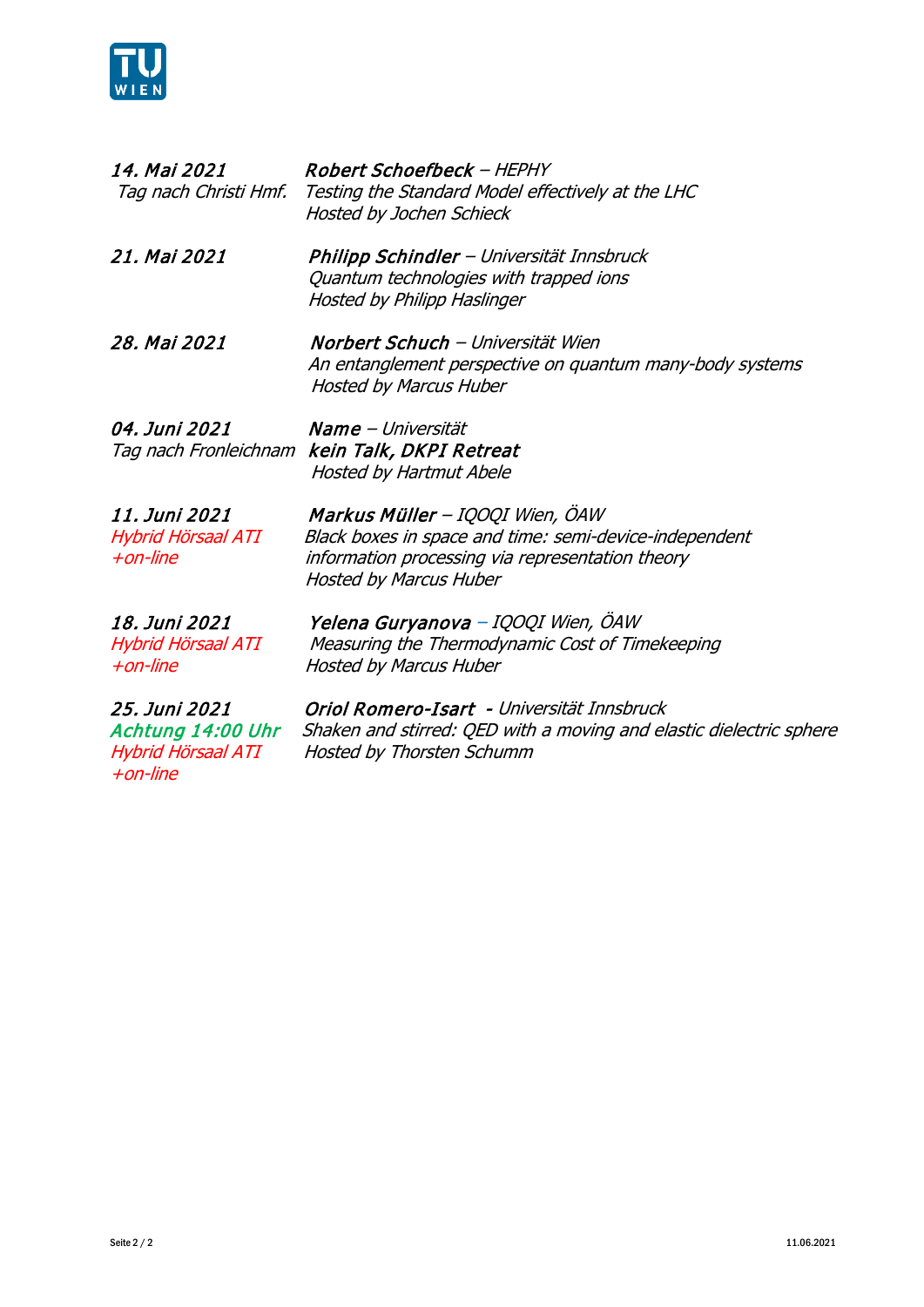| | |
|---|---|
| *14. Mai 2021*<br>*Tag nach Christi Hmf.* | ***Robert Schoefbeck*** *– HEPHY*<br>*Testing the Standard Model effectively at the LHC*<br>*Hosted by Jochen Schieck* |
| *21. Mai 2021* | ***Philipp Schindler*** *– Universität Innsbruck*<br>*Quantum technologies with trapped ions*<br>*Hosted by Philipp Haslinger* |
| *28. Mai 2021* | ***Norbert Schuch*** *– Universität Wien*<br>*An entanglement perspective on quantum many-body systems*<br>*Hosted by Marcus Huber* |
| *04. Juni 2021*<br>*Tag nach Fronleichnam* | ***Name*** *– Universität*<br>***kein Talk, DKPI Retreat***<br>*Hosted by Hartmut Abele* |
| *11. Juni 2021*<br>*Hybrid Hörsaal ATI*<br>*+on-line* | ***Markus Müller*** *– IQOQI Wien, ÖAW*<br>*Black boxes in space and time: semi-device-independent information processing via representation theory*<br>*Hosted by Marcus Huber* |
| *18. Juni 2021*<br>*Hybrid Hörsaal ATI*<br>*+on-line* | ***Yelena Guryanova*** *– IQOQI Wien, ÖAW*<br>*Measuring the Thermodynamic Cost of Timekeeping*<br>*Hosted by Marcus Huber* |
| *25. Juni 2021*<br>*Achtung 14:00 Uhr*<br>*Hybrid Hörsaal ATI*<br>*+on-line* | ***Oriol Romero-Isart*** *- Universität Innsbruck*<br>*Shaken and stirred: QED with a moving and elastic dielectric sphere*<br>*Hosted by Thorsten Schumm* |

11.06.2021